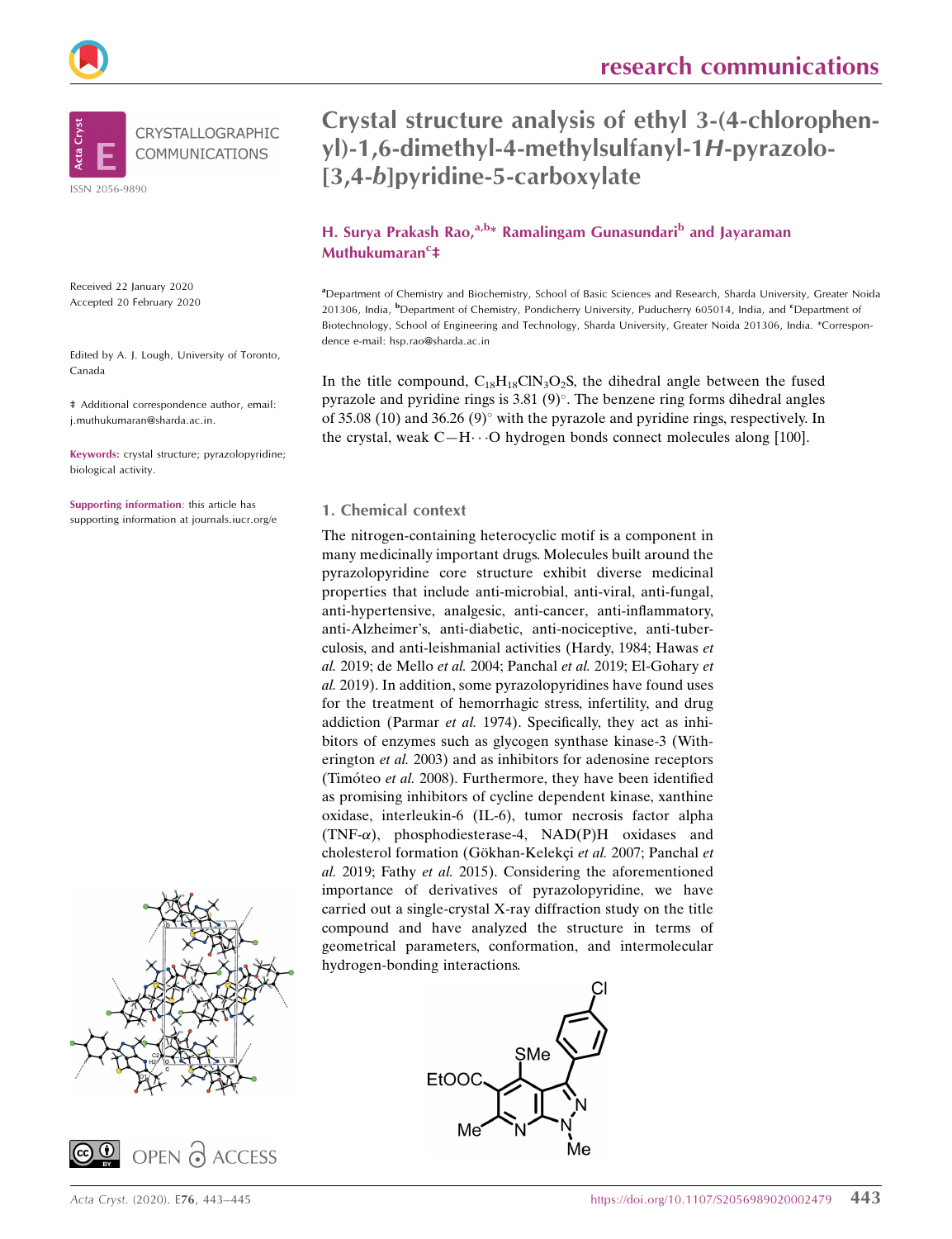# Crystal structure analysis of ethyl 3-(4-chlorophenyl)-1,6-dimethyl-4-methylsulfanyl-1*H*-pyrazolo[3,4-*b*]pyridine-5-carboxylate

**H. Surya Prakash Rao,[a,b]* Ramalingam Gunasundari[b] and Jayaraman Muthukumaran[c]‡**

[a]Department of Chemistry and Biochemistry, School of Basic Sciences and Research, Sharda University, Greater Noida 201306, India, [b]Department of Chemistry, Pondicherry University, Puducherry 605014, India, and [c]Department of Biotechnology, School of Engineering and Technology, Sharda University, Greater Noida 201306, India. *Correspondence e-mail: hsp.rao@sharda.ac.in

Received 22 January 2020
Accepted 20 February 2020

Edited by A. J. Lough, University of Toronto, Canada

‡ Additional correspondence author, email: j.muthukumaran@sharda.ac.in.

**Keywords:** crystal structure; pyrazolopyridine; biological activity.

**Supporting information**: this article has supporting information at journals.iucr.org/e

In the title compound, $C_{18}H_{18}ClN_3O_2S$, the dihedral angle between the fused pyrazole and pyridine rings is 3.81 (9)°. The benzene ring forms dihedral angles of 35.08 (10) and 36.26 (9)° with the pyrazole and pyridine rings, respectively. In the crystal, weak C—H⋯O hydrogen bonds connect molecules along [100].

## 1. Chemical context

The nitrogen-containing heterocyclic motif is a component in many medicinally important drugs. Molecules built around the pyrazolopyridine core structure exhibit diverse medicinal properties that include anti-microbial, anti-viral, anti-fungal, anti-hypertensive, analgesic, anti-cancer, anti-inflammatory, anti-Alzheimer's, anti-diabetic, anti-nociceptive, anti-tuberculosis, and anti-leishmanial activities (Hardy, 1984; Hawas *et al.* 2019; de Mello *et al.* 2004; Panchal *et al.* 2019; El-Gohary *et al.* 2019). In addition, some pyrazolopyridines have found uses for the treatment of hemorrhagic stress, infertility, and drug addiction (Parmar *et al.* 1974). Specifically, they act as inhibitors of enzymes such as glycogen synthase kinase-3 (Witherington *et al.* 2003) and as inhibitors for adenosine receptors (Timóteo *et al.* 2008). Furthermore, they have been identified as promising inhibitors of cycline dependent kinase, xanthine oxidase, interleukin-6 (IL-6), tumor necrosis factor alpha (TNF-$\alpha$), phosphodiesterase-4, NAD(P)H oxidases and cholesterol formation (Gökhan-Kelekçi *et al.* 2007; Panchal *et al.* 2019; Fathy *et al.* 2015). Considering the aforementioned importance of derivatives of pyrazolopyridine, we have carried out a single-crystal X-ray diffraction study on the title compound and have analyzed the structure in terms of geometrical parameters, conformation, and intermolecular hydrogen-bonding interactions.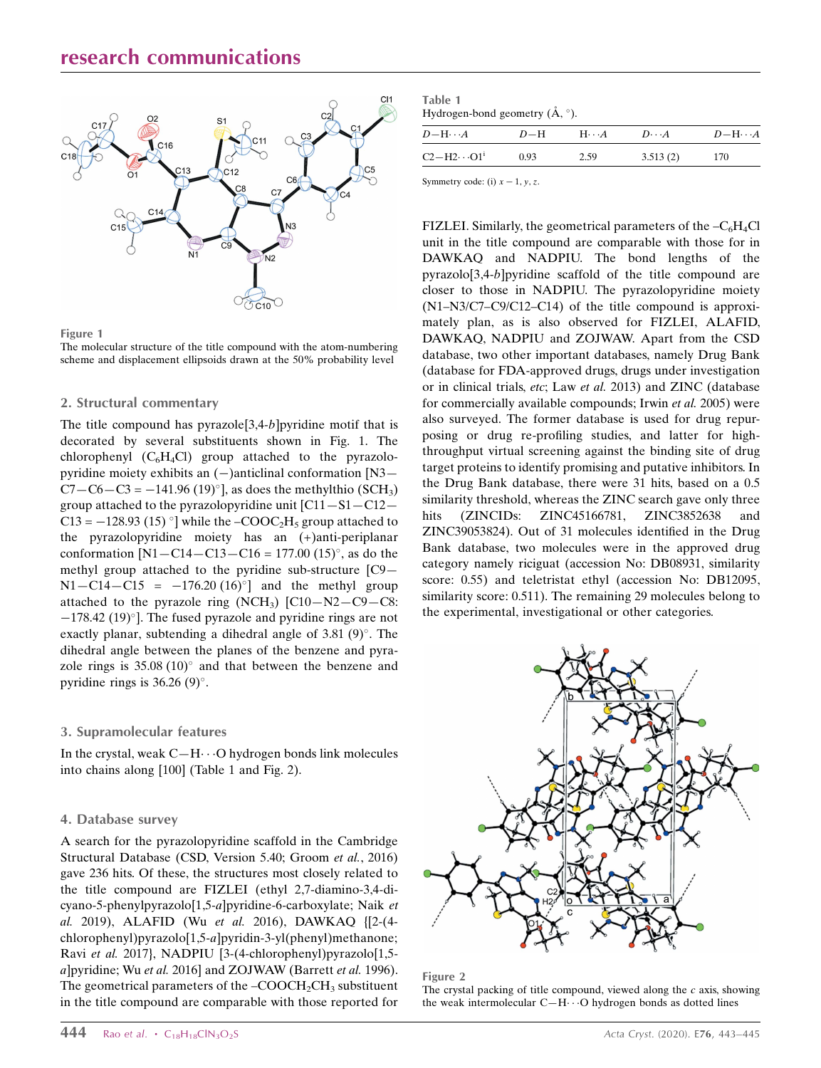Figure 1
The molecular structure of the title compound with the atom-numbering scheme and displacement ellipsoids drawn at the 50% probability level

## 2. Structural commentary

The title compound has pyrazole[3,4-*b*]pyridine motif that is decorated by several substituents shown in Fig. 1. The chlorophenyl ($C_6H_4Cl$) group attached to the pyrazolopyridine moiety exhibits an (−)anticlinal conformation [N3—C7—C6—C3 = −141.96 (19)°], as does the methylthio ($SCH_3$) group attached to the pyrazolopyridine unit [C11—S1—C12—C13 = −128.93 (15) °] while the $-COOC_2H_5$ group attached to the pyrazolopyridine moiety has an (+)anti-periplanar conformation [N1—C14—C13—C16 = 177.00 (15)°, as do the methyl group attached to the pyridine sub-structure [C9—N1—C14—C15 = −176.20 (16)°] and the methyl group attached to the pyrazole ring ($NCH_3$) [C10—N2—C9—C8: −178.42 (19)°]. The fused pyrazole and pyridine rings are not exactly planar, subtending a dihedral angle of 3.81 (9)°. The dihedral angle between the planes of the benzene and pyrazole rings is 35.08 (10)° and that between the benzene and pyridine rings is 36.26 (9)°.

## 3. Supramolecular features

In the crystal, weak C—H⋯O hydrogen bonds link molecules into chains along [100] (Table 1 and Fig. 2).

## 4. Database survey

A search for the pyrazolopyridine scaffold in the Cambridge Structural Database (CSD, Version 5.40; Groom *et al.*, 2016) gave 236 hits. Of these, the structures most closely related to the title compound are FIZLEI (ethyl 2,7-diamino-3,4-dicyano-5-phenylpyrazolo[1,5-*a*]pyridine-6-carboxylate; Naik *et al.* 2019), ALAFID (Wu *et al.* 2016), DAWKAQ {[2-(4-chlorophenyl)pyrazolo[1,5-*a*]pyridin-3-yl(phenyl)methanone; Ravi *et al.* 2017}, NADPIU [3-(4-chlorophenyl)pyrazolo[1,5-*a*]pyridine; Wu *et al.* 2016] and ZOJWAW (Barrett *et al.* 1996). The geometrical parameters of the $-COOCH_2CH_3$ substituent in the title compound are comparable with those reported for FIZLEI. Similarly, the geometrical parameters of the $-C_6H_4Cl$ unit in the title compound are comparable with those for in DAWKAQ and NADPIU. The bond lengths of the pyrazolo[3,4-*b*]pyridine scaffold of the title compound are closer to those in NADPIU. The pyrazolopyridine moiety (N1–N3/C7–C9/C12–C14) of the title compound is approximately plan, as is also observed for FIZLEI, ALAFID, DAWKAQ, NADPIU and ZOJWAW. Apart from the CSD database, two other important databases, namely Drug Bank (database for FDA-approved drugs, drugs under investigation or in clinical trials, *etc*; Law *et al.* 2013) and ZINC (database for commercially available compounds; Irwin *et al.* 2005) were also surveyed. The former database is used for drug repurposing or drug re-profiling studies, and latter for high-throughput virtual screening against the binding site of drug target proteins to identify promising and putative inhibitors. In the Drug Bank database, there were 31 hits, based on a 0.5 similarity threshold, whereas the ZINC search gave only three hits (ZINCIDs: ZINC45166781, ZINC3852638 and ZINC39053824). Out of 31 molecules identified in the Drug Bank database, two molecules were in the approved drug category namely riciguat (accession No: DB08931, similarity score: 0.55) and teletristat ethyl (accession No: DB12095, similarity score: 0.511). The remaining 29 molecules belong to the experimental, investigational or other categories.

Table 1
Hydrogen-bond geometry (Å, °).

| $D$—H⋯$A$ | $D$—H | H⋯$A$ | $D$⋯$A$ | $D$—H⋯$A$ |
|---|---|---|---|---|
| C2—H2⋯O1[i] | 0.93 | 2.59 | 3.513 (2) | 170 |

Symmetry code: (i) $x-1, y, z$.

Figure 2
The crystal packing of title compound, viewed along the *c* axis, showing the weak intermolecular C—H⋯O hydrogen bonds as dotted lines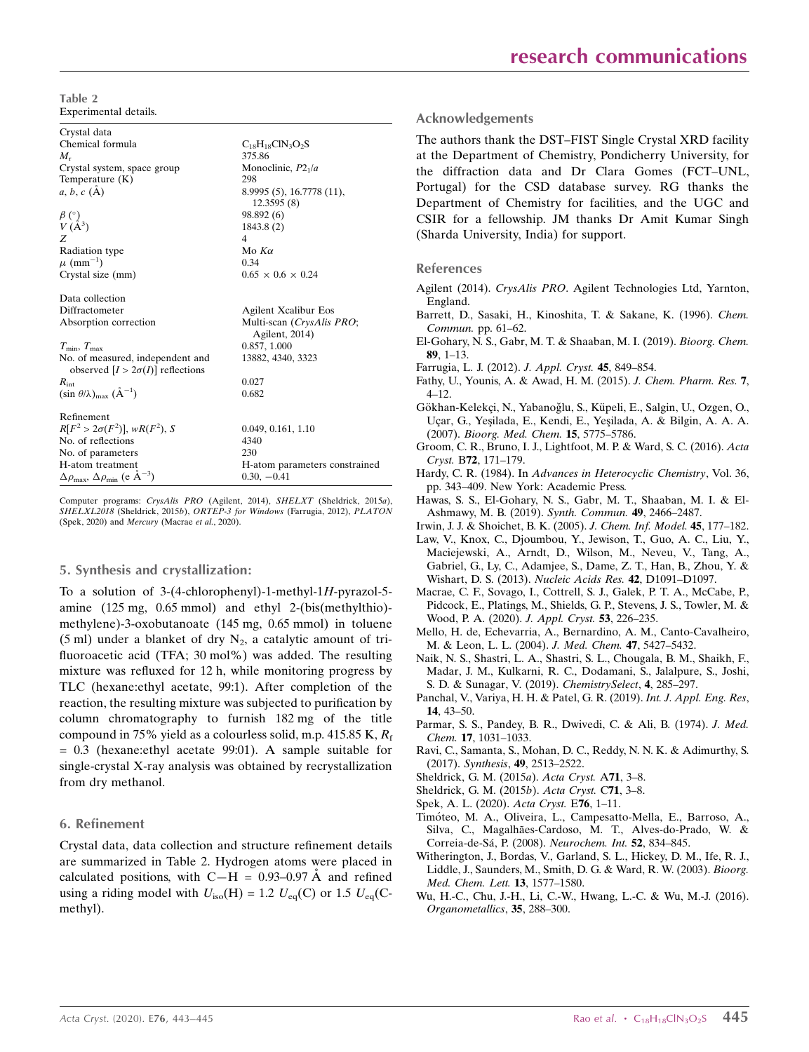**Table 2**
Experimental details.

| | |
|---|---|
| Crystal data | |
| Chemical formula | $C_{18}H_{18}ClN_3O_2S$ |
| $M_r$ | 375.86 |
| Crystal system, space group | Monoclinic, $P2_1/a$ |
| Temperature (K) | 298 |
| $a$, $b$, $c$ (Å) | 8.9995 (5), 16.7778 (11), 12.3595 (8) |
| $\beta$ (°) | 98.892 (6) |
| $V$ (Å$^3$) | 1843.8 (2) |
| $Z$ | 4 |
| Radiation type | Mo $K\alpha$ |
| $\mu$ (mm$^{-1}$) | 0.34 |
| Crystal size (mm) | 0.65 × 0.6 × 0.24 |
| Data collection | |
| Diffractometer | Agilent Xcalibur Eos |
| Absorption correction | Multi-scan (*CrysAlis PRO*; Agilent, 2014) |
| $T_{min}$, $T_{max}$ | 0.857, 1.000 |
| No. of measured, independent and observed [$I > 2\sigma(I)$] reflections | 13882, 4340, 3323 |
| $R_{int}$ | 0.027 |
| $(\sin \theta/\lambda)_{max}$ (Å$^{-1}$) | 0.682 |
| Refinement | |
| $R[F^2 > 2\sigma(F^2)]$, $wR(F^2)$, $S$ | 0.049, 0.161, 1.10 |
| No. of reflections | 4340 |
| No. of parameters | 230 |
| H-atom treatment | H-atom parameters constrained |
| $\Delta\rho_{max}$, $\Delta\rho_{min}$ (e Å$^{-3}$) | 0.30, −0.41 |

Computer programs: *CrysAlis PRO* (Agilent, 2014), *SHELXT* (Sheldrick, 2015*a*), *SHELXL2018* (Sheldrick, 2015*b*), *ORTEP-3 for Windows* (Farrugia, 2012), *PLATON* (Spek, 2020) and *Mercury* (Macrae *et al.*, 2020).

## 5. Synthesis and crystallization:

To a solution of 3-(4-chlorophenyl)-1-methyl-1*H*-pyrazol-5-amine (125 mg, 0.65 mmol) and ethyl 2-(bis(methylthio)-methylene)-3-oxobutanoate (145 mg, 0.65 mmol) in toluene (5 ml) under a blanket of dry $N_2$, a catalytic amount of trifluoroacetic acid (TFA; 30 mol%) was added. The resulting mixture was refluxed for 12 h, while monitoring progress by TLC (hexane:ethyl acetate, 99:1). After completion of the reaction, the resulting mixture was subjected to purification by column chromatography to furnish 182 mg of the title compound in 75% yield as a colourless solid, m.p. 415.85 K, $R_f$ = 0.3 (hexane:ethyl acetate 99:01). A sample suitable for single-crystal X-ray analysis was obtained by recrystallization from dry methanol.

## 6. Refinement

Crystal data, data collection and structure refinement details are summarized in Table 2. Hydrogen atoms were placed in calculated positions, with C—H = 0.93–0.97 Å and refined using a riding model with $U_{iso}$(H) = 1.2 $U_{eq}$(C) or 1.5 $U_{eq}$(C-methyl).

## Acknowledgements

The authors thank the DST–FIST Single Crystal XRD facility at the Department of Chemistry, Pondicherry University, for the diffraction data and Dr Clara Gomes (FCT–UNL, Portugal) for the CSD database survey. RG thanks the Department of Chemistry for facilities, and the UGC and CSIR for a fellowship. JM thanks Dr Amit Kumar Singh (Sharda University, India) for support.

## References

Agilent (2014). *CrysAlis PRO*. Agilent Technologies Ltd, Yarnton, England.

Barrett, D., Sasaki, H., Kinoshita, T. & Sakane, K. (1996). *Chem. Commun.* pp. 61–62.

El-Gohary, N. S., Gabr, M. T. & Shaaban, M. I. (2019). *Bioorg. Chem.* **89**, 1–13.

Farrugia, L. J. (2012). *J. Appl. Cryst.* **45**, 849–854.

Fathy, U., Younis, A. & Awad, H. M. (2015). *J. Chem. Pharm. Res.* **7**, 4–12.

Gökhan-Kelekçi, N., Yabanoğlu, S., Küpeli, E., Salgin, U., Ozgen, O., Uçar, G., Yeşilada, E., Kendi, E., Yeşilada, A. & Bilgin, A. A. A. (2007). *Bioorg. Med. Chem.* **15**, 5775–5786.

Groom, C. R., Bruno, I. J., Lightfoot, M. P. & Ward, S. C. (2016). *Acta Cryst.* B**72**, 171–179.

Hardy, C. R. (1984). In *Advances in Heterocyclic Chemistry*, Vol. 36, pp. 343–409. New York: Academic Press.

Hawas, S. S., El-Gohary, N. S., Gabr, M. T., Shaaban, M. I. & El-Ashmawy, M. B. (2019). *Synth. Commun.* **49**, 2466–2487.

Irwin, J. J. & Shoichet, B. K. (2005). *J. Chem. Inf. Model.* **45**, 177–182.

Law, V., Knox, C., Djoumbou, Y., Jewison, T., Guo, A. C., Liu, Y., Maciejewski, A., Arndt, D., Wilson, M., Neveu, V., Tang, A., Gabriel, G., Ly, C., Adamjee, S., Dame, Z. T., Han, B., Zhou, Y. & Wishart, D. S. (2013). *Nucleic Acids Res.* **42**, D1091–D1097.

Macrae, C. F., Sovago, I., Cottrell, S. J., Galek, P. T. A., McCabe, P., Pidcock, E., Platings, M., Shields, G. P., Stevens, J. S., Towler, M. & Wood, P. A. (2020). *J. Appl. Cryst.* **53**, 226–235.

Mello, H. de, Echevarria, A., Bernardino, A. M., Canto-Cavalheiro, M. & Leon, L. L. (2004). *J. Med. Chem.* **47**, 5427–5432.

Naik, N. S., Shastri, L. A., Shastri, S. L., Chougala, B. M., Shaikh, F., Madar, J. M., Kulkarni, R. C., Dodamani, S., Jalalpure, S., Joshi, S. D. & Sunagar, V. (2019). *ChemistrySelect*, **4**, 285–297.

Panchal, V., Variya, H. H. & Patel, G. R. (2019). *Int. J. Appl. Eng. Res*, **14**, 43–50.

Parmar, S. S., Pandey, B. R., Dwivedi, C. & Ali, B. (1974). *J. Med. Chem.* **17**, 1031–1033.

Ravi, C., Samanta, S., Mohan, D. C., Reddy, N. N. K. & Adimurthy, S. (2017). *Synthesis*, **49**, 2513–2522.

Sheldrick, G. M. (2015*a*). *Acta Cryst.* A**71**, 3–8.

Sheldrick, G. M. (2015*b*). *Acta Cryst.* C**71**, 3–8.

Spek, A. L. (2020). *Acta Cryst.* E**76**, 1–11.

Timóteo, M. A., Oliveira, L., Campesatto-Mella, E., Barroso, A., Silva, C., Magalhães-Cardoso, M. T., Alves-do-Prado, W. & Correia-de-Sá, P. (2008). *Neurochem. Int.* **52**, 834–845.

Witherington, J., Bordas, V., Garland, S. L., Hickey, D. M., Ife, R. J., Liddle, J., Saunders, M., Smith, D. G. & Ward, R. W. (2003). *Bioorg. Med. Chem. Lett.* **13**, 1577–1580.

Wu, H.-C., Chu, J.-H., Li, C.-W., Hwang, L.-C. & Wu, M.-J. (2016). *Organometallics*, **35**, 288–300.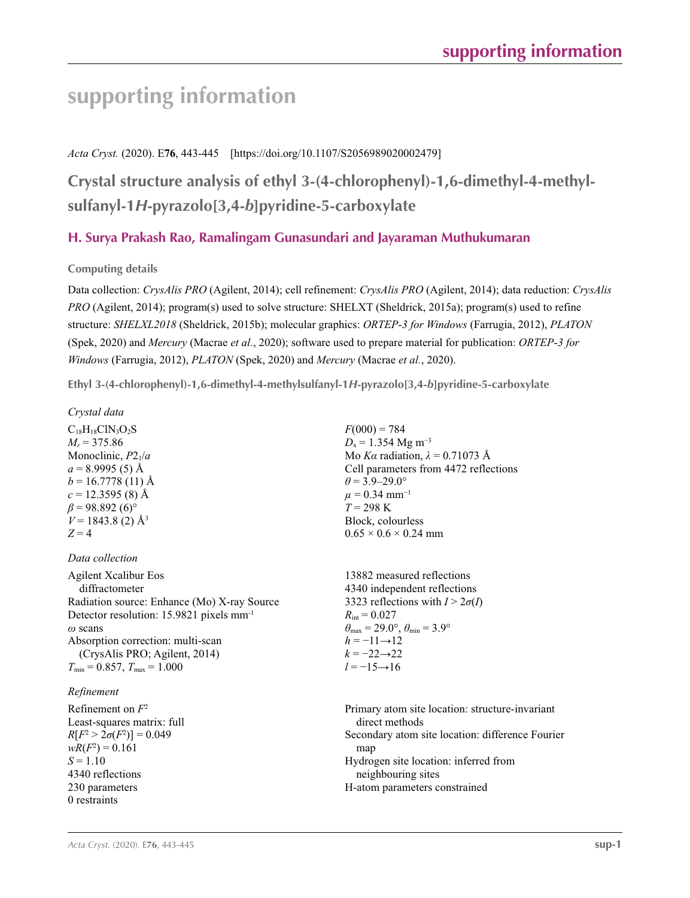# supporting information

*Acta Cryst.* (2020). E**76**, 443-445    [https://doi.org/10.1107/S2056989020002479]

## Crystal structure analysis of ethyl 3-(4-chlorophenyl)-1,6-dimethyl-4-methyl­sulfanyl-1*H*-pyrazolo[3,4-*b*]pyridine-5-carboxylate

### H. Surya Prakash Rao, Ramalingam Gunasundari and Jayaraman Muthukumaran

#### Computing details

Data collection: *CrysAlis PRO* (Agilent, 2014); cell refinement: *CrysAlis PRO* (Agilent, 2014); data reduction: *CrysAlis PRO* (Agilent, 2014); program(s) used to solve structure: SHELXT (Sheldrick, 2015a); program(s) used to refine structure: *SHELXL2018* (Sheldrick, 2015b); molecular graphics: *ORTEP-3 for Windows* (Farrugia, 2012), *PLATON* (Spek, 2020) and *Mercury* (Macrae *et al.*, 2020); software used to prepare material for publication: *ORTEP-3 for Windows* (Farrugia, 2012), *PLATON* (Spek, 2020) and *Mercury* (Macrae *et al.*, 2020).

#### Ethyl 3-(4-chlorophenyl)-1,6-dimethyl-4-methylsulfanyl-1*H*-pyrazolo[3,4-*b*]pyridine-5-carboxylate

*Crystal data*

$C_{18}H_{18}ClN_3O_2S$
$M_r$ = 375.86
Monoclinic, $P2_1/a$
$a$ = 8.9995 (5) Å
$b$ = 16.7778 (11) Å
$c$ = 12.3595 (8) Å
$\beta$ = 98.892 (6)°
$V$ = 1843.8 (2) Å$^3$
$Z$ = 4
$F(000)$ = 784
$D_x$ = 1.354 Mg m$^{-3}$
Mo $K\alpha$ radiation, $\lambda$ = 0.71073 Å
Cell parameters from 4472 reflections
$\theta$ = 3.9–29.0°
$\mu$ = 0.34 mm$^{-1}$
$T$ = 298 K
Block, colourless
0.65 × 0.6 × 0.24 mm

*Data collection*

Agilent Xcalibur Eos diffractometer
Radiation source: Enhance (Mo) X-ray Source
Detector resolution: 15.9821 pixels mm$^{-1}$
$\omega$ scans
Absorption correction: multi-scan (CrysAlis PRO; Agilent, 2014)
$T_{min}$ = 0.857, $T_{max}$ = 1.000
13882 measured reflections
4340 independent reflections
3323 reflections with $I > 2\sigma(I)$
$R_{int}$ = 0.027
$\theta_{max}$ = 29.0°, $\theta_{min}$ = 3.9°
$h$ = −11→12
$k$ = −22→22
$l$ = −15→16

*Refinement*

Refinement on $F^2$
Least-squares matrix: full
$R[F^2 > 2\sigma(F^2)]$ = 0.049
$wR(F^2)$ = 0.161
$S$ = 1.10
4340 reflections
230 parameters
0 restraints
Primary atom site location: structure-invariant direct methods
Secondary atom site location: difference Fourier map
Hydrogen site location: inferred from neighbouring sites
H-atom parameters constrained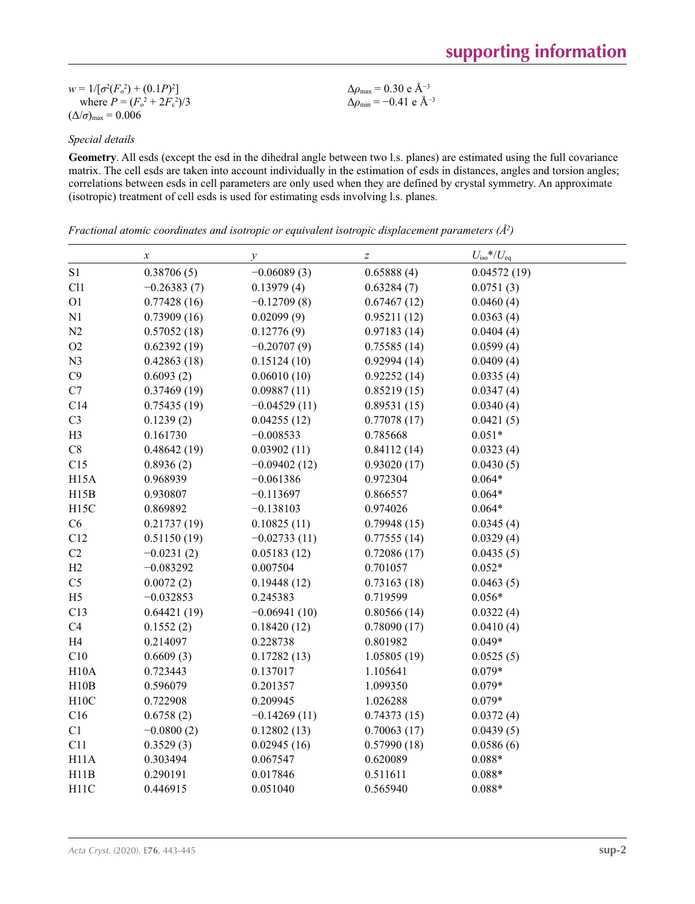$w = 1/[\sigma^2(F_o^2) + (0.1P)^2]$
  where $P = (F_o^2 + 2F_c^2)/3$
$(\Delta/\sigma)_{max} = 0.006$

$\Delta\rho_{max} = 0.30$ e Å$^{-3}$
$\Delta\rho_{min} = -0.41$ e Å$^{-3}$

*Special details*

**Geometry**. All esds (except the esd in the dihedral angle between two l.s. planes) are estimated using the full covariance matrix. The cell esds are taken into account individually in the estimation of esds in distances, angles and torsion angles; correlations between esds in cell parameters are only used when they are defined by crystal symmetry. An approximate (isotropic) treatment of cell esds is used for estimating esds involving l.s. planes.

*Fractional atomic coordinates and isotropic or equivalent isotropic displacement parameters (Å²)*

| | *x* | *y* | *z* | $U_{iso}$*/$U_{eq}$ |
|---|---|---|---|---|
| S1 | 0.38706 (5) | −0.06089 (3) | 0.65888 (4) | 0.04572 (19) |
| Cl1 | −0.26383 (7) | 0.13979 (4) | 0.63284 (7) | 0.0751 (3) |
| O1 | 0.77428 (16) | −0.12709 (8) | 0.67467 (12) | 0.0460 (4) |
| N1 | 0.73909 (16) | 0.02099 (9) | 0.95211 (12) | 0.0363 (4) |
| N2 | 0.57052 (18) | 0.12776 (9) | 0.97183 (14) | 0.0404 (4) |
| O2 | 0.62392 (19) | −0.20707 (9) | 0.75585 (14) | 0.0599 (4) |
| N3 | 0.42863 (18) | 0.15124 (10) | 0.92994 (14) | 0.0409 (4) |
| C9 | 0.6093 (2) | 0.06010 (10) | 0.92252 (14) | 0.0335 (4) |
| C7 | 0.37469 (19) | 0.09887 (11) | 0.85219 (15) | 0.0347 (4) |
| C14 | 0.75435 (19) | −0.04529 (11) | 0.89531 (15) | 0.0340 (4) |
| C3 | 0.1239 (2) | 0.04255 (12) | 0.77078 (17) | 0.0421 (5) |
| H3 | 0.161730 | −0.008533 | 0.785668 | 0.051* |
| C8 | 0.48642 (19) | 0.03902 (11) | 0.84112 (14) | 0.0323 (4) |
| C15 | 0.8936 (2) | −0.09402 (12) | 0.93020 (17) | 0.0430 (5) |
| H15A | 0.968939 | −0.061386 | 0.972304 | 0.064* |
| H15B | 0.930807 | −0.113697 | 0.866557 | 0.064* |
| H15C | 0.869892 | −0.138103 | 0.974026 | 0.064* |
| C6 | 0.21737 (19) | 0.10825 (11) | 0.79948 (15) | 0.0345 (4) |
| C12 | 0.51150 (19) | −0.02733 (11) | 0.77555 (14) | 0.0329 (4) |
| C2 | −0.0231 (2) | 0.05183 (12) | 0.72086 (17) | 0.0435 (5) |
| H2 | −0.083292 | 0.007504 | 0.701057 | 0.052* |
| C5 | 0.0072 (2) | 0.19448 (12) | 0.73163 (18) | 0.0463 (5) |
| H5 | −0.032853 | 0.245383 | 0.719599 | 0.056* |
| C13 | 0.64421 (19) | −0.06941 (10) | 0.80566 (14) | 0.0322 (4) |
| C4 | 0.1552 (2) | 0.18420 (12) | 0.78090 (17) | 0.0410 (4) |
| H4 | 0.214097 | 0.228738 | 0.801982 | 0.049* |
| C10 | 0.6609 (3) | 0.17282 (13) | 1.05805 (19) | 0.0525 (5) |
| H10A | 0.723443 | 0.137017 | 1.105641 | 0.079* |
| H10B | 0.596079 | 0.201357 | 1.099350 | 0.079* |
| H10C | 0.722908 | 0.209945 | 1.026288 | 0.079* |
| C16 | 0.6758 (2) | −0.14269 (11) | 0.74373 (15) | 0.0372 (4) |
| C1 | −0.0800 (2) | 0.12802 (13) | 0.70063 (17) | 0.0439 (5) |
| C11 | 0.3529 (3) | 0.02945 (16) | 0.57990 (18) | 0.0586 (6) |
| H11A | 0.303494 | 0.067547 | 0.620089 | 0.088* |
| H11B | 0.290191 | 0.017846 | 0.511611 | 0.088* |
| H11C | 0.446915 | 0.051040 | 0.565940 | 0.088* |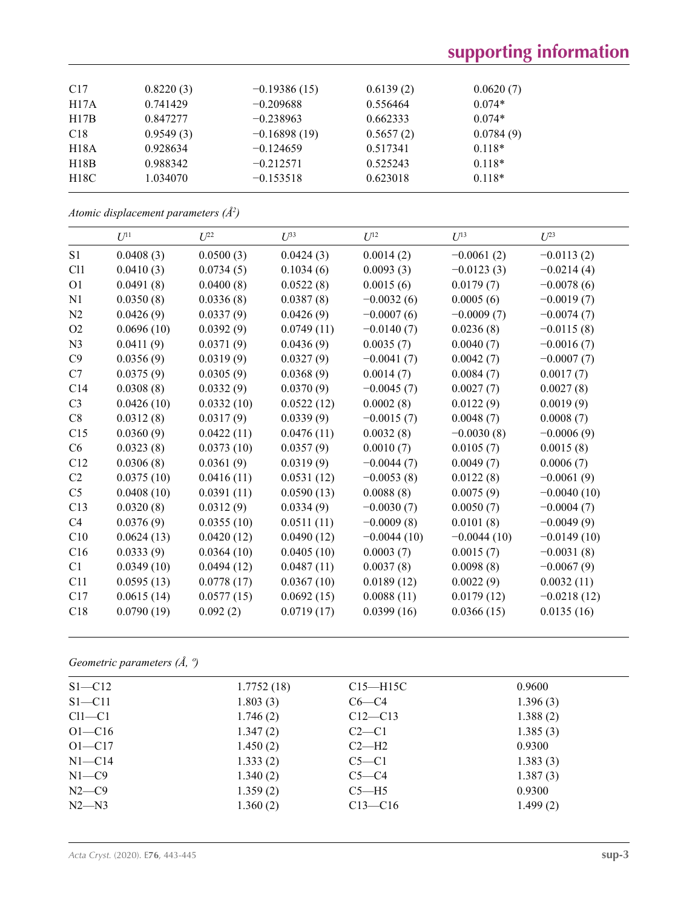| | | | | |
|---|---|---|---|---|
| C17 | 0.8220 (3) | −0.19386 (15) | 0.6139 (2) | 0.0620 (7) |
| H17A | 0.741429 | −0.209688 | 0.556464 | 0.074* |
| H17B | 0.847277 | −0.238963 | 0.662333 | 0.074* |
| C18 | 0.9549 (3) | −0.16898 (19) | 0.5657 (2) | 0.0784 (9) |
| H18A | 0.928634 | −0.124659 | 0.517341 | 0.118* |
| H18B | 0.988342 | −0.212571 | 0.525243 | 0.118* |
| H18C | 1.034070 | −0.153518 | 0.623018 | 0.118* |

*Atomic displacement parameters (Å$^2$)*

| | $U^{11}$ | $U^{22}$ | $U^{33}$ | $U^{12}$ | $U^{13}$ | $U^{23}$ |
|---|---|---|---|---|---|---|
| S1 | 0.0408 (3) | 0.0500 (3) | 0.0424 (3) | 0.0014 (2) | −0.0061 (2) | −0.0113 (2) |
| Cl1 | 0.0410 (3) | 0.0734 (5) | 0.1034 (6) | 0.0093 (3) | −0.0123 (3) | −0.0214 (4) |
| O1 | 0.0491 (8) | 0.0400 (8) | 0.0522 (8) | 0.0015 (6) | 0.0179 (7) | −0.0078 (6) |
| N1 | 0.0350 (8) | 0.0336 (8) | 0.0387 (8) | −0.0032 (6) | 0.0005 (6) | −0.0019 (7) |
| N2 | 0.0426 (9) | 0.0337 (9) | 0.0426 (9) | −0.0007 (6) | −0.0009 (7) | −0.0074 (7) |
| O2 | 0.0696 (10) | 0.0392 (9) | 0.0749 (11) | −0.0140 (7) | 0.0236 (8) | −0.0115 (8) |
| N3 | 0.0411 (9) | 0.0371 (9) | 0.0436 (9) | 0.0035 (7) | 0.0040 (7) | −0.0016 (7) |
| C9 | 0.0356 (9) | 0.0319 (9) | 0.0327 (9) | −0.0041 (7) | 0.0042 (7) | −0.0007 (7) |
| C7 | 0.0375 (9) | 0.0305 (9) | 0.0368 (9) | 0.0014 (7) | 0.0084 (7) | 0.0017 (7) |
| C14 | 0.0308 (8) | 0.0332 (9) | 0.0370 (9) | −0.0045 (7) | 0.0027 (7) | 0.0027 (8) |
| C3 | 0.0426 (10) | 0.0332 (10) | 0.0522 (12) | 0.0002 (8) | 0.0122 (9) | 0.0019 (9) |
| C8 | 0.0312 (8) | 0.0317 (9) | 0.0339 (9) | −0.0015 (7) | 0.0048 (7) | 0.0008 (7) |
| C15 | 0.0360 (9) | 0.0422 (11) | 0.0476 (11) | 0.0032 (8) | −0.0030 (8) | −0.0006 (9) |
| C6 | 0.0323 (8) | 0.0373 (10) | 0.0357 (9) | 0.0010 (7) | 0.0105 (7) | 0.0015 (8) |
| C12 | 0.0306 (8) | 0.0361 (9) | 0.0319 (9) | −0.0044 (7) | 0.0049 (7) | 0.0006 (7) |
| C2 | 0.0375 (10) | 0.0416 (11) | 0.0531 (12) | −0.0053 (8) | 0.0122 (8) | −0.0061 (9) |
| C5 | 0.0408 (10) | 0.0391 (11) | 0.0590 (13) | 0.0088 (8) | 0.0075 (9) | −0.0040 (10) |
| C13 | 0.0320 (8) | 0.0312 (9) | 0.0334 (9) | −0.0030 (7) | 0.0050 (7) | −0.0004 (7) |
| C4 | 0.0376 (9) | 0.0355 (10) | 0.0511 (11) | −0.0009 (8) | 0.0101 (8) | −0.0049 (9) |
| C10 | 0.0624 (13) | 0.0420 (12) | 0.0490 (12) | −0.0044 (10) | −0.0044 (10) | −0.0149 (10) |
| C16 | 0.0333 (9) | 0.0364 (10) | 0.0405 (10) | 0.0003 (7) | 0.0015 (7) | −0.0031 (8) |
| C1 | 0.0349 (10) | 0.0494 (12) | 0.0487 (11) | 0.0037 (8) | 0.0098 (8) | −0.0067 (9) |
| C11 | 0.0595 (13) | 0.0778 (17) | 0.0367 (10) | 0.0189 (12) | 0.0022 (9) | 0.0032 (11) |
| C17 | 0.0615 (14) | 0.0577 (15) | 0.0692 (15) | 0.0088 (11) | 0.0179 (12) | −0.0218 (12) |
| C18 | 0.0790 (19) | 0.092 (2) | 0.0719 (17) | 0.0399 (16) | 0.0366 (15) | 0.0135 (16) |

*Geometric parameters (Å, º)*

| | | | |
|---|---|---|---|
| S1—C12 | 1.7752 (18) | C15—H15C | 0.9600 |
| S1—C11 | 1.803 (3) | C6—C4 | 1.396 (3) |
| Cl1—C1 | 1.746 (2) | C12—C13 | 1.388 (2) |
| O1—C16 | 1.347 (2) | C2—C1 | 1.385 (3) |
| O1—C17 | 1.450 (2) | C2—H2 | 0.9300 |
| N1—C14 | 1.333 (2) | C5—C1 | 1.383 (3) |
| N1—C9 | 1.340 (2) | C5—C4 | 1.387 (3) |
| N2—C9 | 1.359 (2) | C5—H5 | 0.9300 |
| N2—N3 | 1.360 (2) | C13—C16 | 1.499 (2) |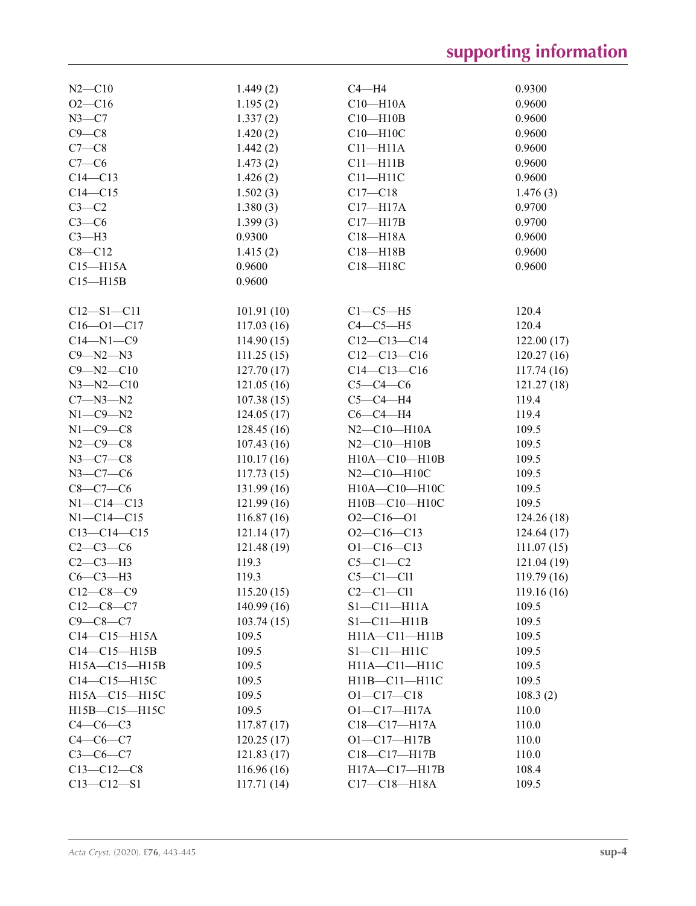| | | | |
|---|---|---|---|
| N2—C10 | 1.449 (2) | C4—H4 | 0.9300 |
| O2—C16 | 1.195 (2) | C10—H10A | 0.9600 |
| N3—C7 | 1.337 (2) | C10—H10B | 0.9600 |
| C9—C8 | 1.420 (2) | C10—H10C | 0.9600 |
| C7—C8 | 1.442 (2) | C11—H11A | 0.9600 |
| C7—C6 | 1.473 (2) | C11—H11B | 0.9600 |
| C14—C13 | 1.426 (2) | C11—H11C | 0.9600 |
| C14—C15 | 1.502 (3) | C17—C18 | 1.476 (3) |
| C3—C2 | 1.380 (3) | C17—H17A | 0.9700 |
| C3—C6 | 1.399 (3) | C17—H17B | 0.9700 |
| C3—H3 | 0.9300 | C18—H18A | 0.9600 |
| C8—C12 | 1.415 (2) | C18—H18B | 0.9600 |
| C15—H15A | 0.9600 | C18—H18C | 0.9600 |
| C15—H15B | 0.9600 | | |

| | | | |
|---|---|---|---|
| C12—S1—C11 | 101.91 (10) | C1—C5—H5 | 120.4 |
| C16—O1—C17 | 117.03 (16) | C4—C5—H5 | 120.4 |
| C14—N1—C9 | 114.90 (15) | C12—C13—C14 | 122.00 (17) |
| C9—N2—N3 | 111.25 (15) | C12—C13—C16 | 120.27 (16) |
| C9—N2—C10 | 127.70 (17) | C14—C13—C16 | 117.74 (16) |
| N3—N2—C10 | 121.05 (16) | C5—C4—C6 | 121.27 (18) |
| C7—N3—N2 | 107.38 (15) | C5—C4—H4 | 119.4 |
| N1—C9—N2 | 124.05 (17) | C6—C4—H4 | 119.4 |
| N1—C9—C8 | 128.45 (16) | N2—C10—H10A | 109.5 |
| N2—C9—C8 | 107.43 (16) | N2—C10—H10B | 109.5 |
| N3—C7—C8 | 110.17 (16) | H10A—C10—H10B | 109.5 |
| N3—C7—C6 | 117.73 (15) | N2—C10—H10C | 109.5 |
| C8—C7—C6 | 131.99 (16) | H10A—C10—H10C | 109.5 |
| N1—C14—C13 | 121.99 (16) | H10B—C10—H10C | 109.5 |
| N1—C14—C15 | 116.87 (16) | O2—C16—O1 | 124.26 (18) |
| C13—C14—C15 | 121.14 (17) | O2—C16—C13 | 124.64 (17) |
| C2—C3—C6 | 121.48 (19) | O1—C16—C13 | 111.07 (15) |
| C2—C3—H3 | 119.3 | C5—C1—C2 | 121.04 (19) |
| C6—C3—H3 | 119.3 | C5—C1—Cl1 | 119.79 (16) |
| C12—C8—C9 | 115.20 (15) | C2—C1—Cl1 | 119.16 (16) |
| C12—C8—C7 | 140.99 (16) | S1—C11—H11A | 109.5 |
| C9—C8—C7 | 103.74 (15) | S1—C11—H11B | 109.5 |
| C14—C15—H15A | 109.5 | H11A—C11—H11B | 109.5 |
| C14—C15—H15B | 109.5 | S1—C11—H11C | 109.5 |
| H15A—C15—H15B | 109.5 | H11A—C11—H11C | 109.5 |
| C14—C15—H15C | 109.5 | H11B—C11—H11C | 109.5 |
| H15A—C15—H15C | 109.5 | O1—C17—C18 | 108.3 (2) |
| H15B—C15—H15C | 109.5 | O1—C17—H17A | 110.0 |
| C4—C6—C3 | 117.87 (17) | C18—C17—H17A | 110.0 |
| C4—C6—C7 | 120.25 (17) | O1—C17—H17B | 110.0 |
| C3—C6—C7 | 121.83 (17) | C18—C17—H17B | 110.0 |
| C13—C12—C8 | 116.96 (16) | H17A—C17—H17B | 108.4 |
| C13—C12—S1 | 117.71 (14) | C17—C18—H18A | 109.5 |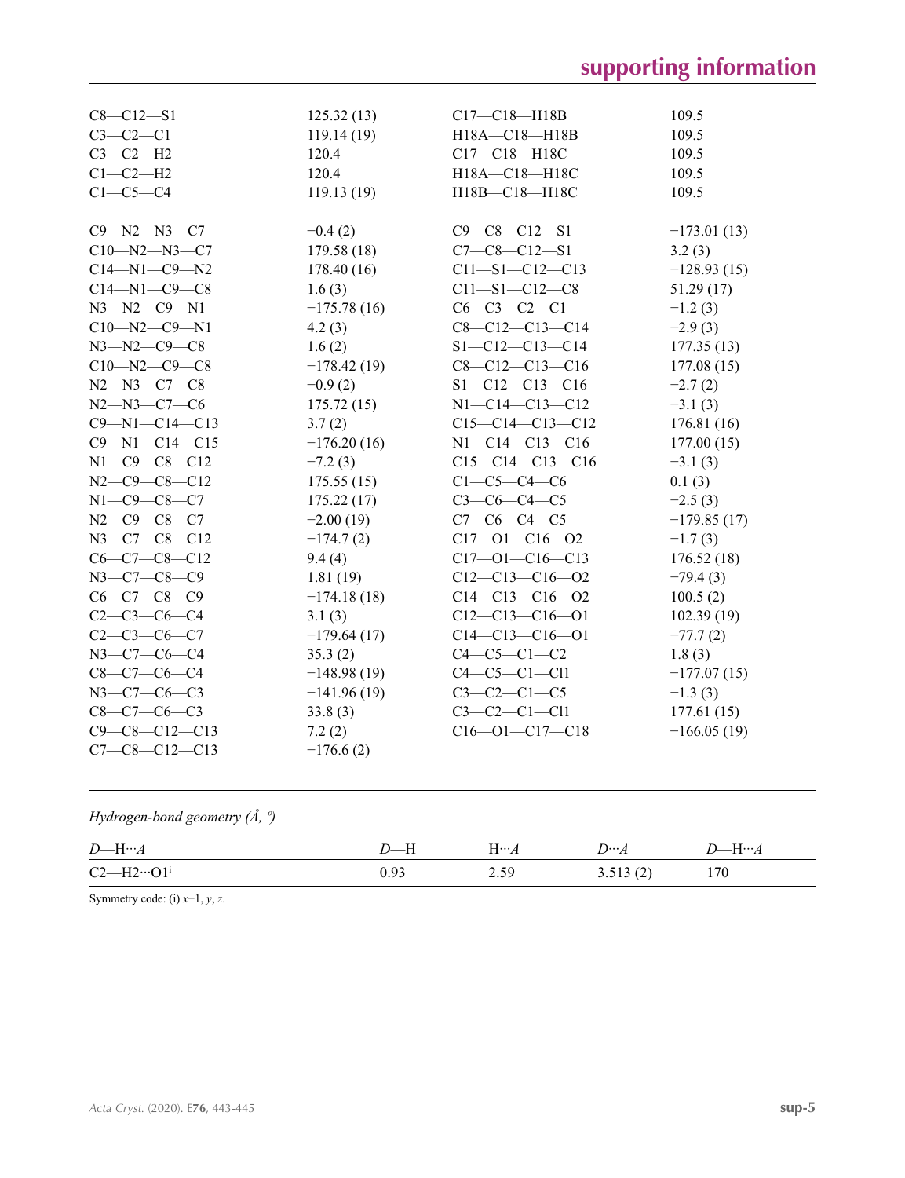| | | | |
|---|---|---|---|
| C8—C12—S1 | 125.32 (13) | C17—C18—H18B | 109.5 |
| C3—C2—C1 | 119.14 (19) | H18A—C18—H18B | 109.5 |
| C3—C2—H2 | 120.4 | C17—C18—H18C | 109.5 |
| C1—C2—H2 | 120.4 | H18A—C18—H18C | 109.5 |
| C1—C5—C4 | 119.13 (19) | H18B—C18—H18C | 109.5 |

| | | | |
|---|---|---|---|
| C9—N2—N3—C7 | −0.4 (2) | C9—C8—C12—S1 | −173.01 (13) |
| C10—N2—N3—C7 | 179.58 (18) | C7—C8—C12—S1 | 3.2 (3) |
| C14—N1—C9—N2 | 178.40 (16) | C11—S1—C12—C13 | −128.93 (15) |
| C14—N1—C9—C8 | 1.6 (3) | C11—S1—C12—C8 | 51.29 (17) |
| N3—N2—C9—N1 | −175.78 (16) | C6—C3—C2—C1 | −1.2 (3) |
| C10—N2—C9—N1 | 4.2 (3) | C8—C12—C13—C14 | −2.9 (3) |
| N3—N2—C9—C8 | 1.6 (2) | S1—C12—C13—C14 | 177.35 (13) |
| C10—N2—C9—C8 | −178.42 (19) | C8—C12—C13—C16 | 177.08 (15) |
| N2—N3—C7—C8 | −0.9 (2) | S1—C12—C13—C16 | −2.7 (2) |
| N2—N3—C7—C6 | 175.72 (15) | N1—C14—C13—C12 | −3.1 (3) |
| C9—N1—C14—C13 | 3.7 (2) | C15—C14—C13—C12 | 176.81 (16) |
| C9—N1—C14—C15 | −176.20 (16) | N1—C14—C13—C16 | 177.00 (15) |
| N1—C9—C8—C12 | −7.2 (3) | C15—C14—C13—C16 | −3.1 (3) |
| N2—C9—C8—C12 | 175.55 (15) | C1—C5—C4—C6 | 0.1 (3) |
| N1—C9—C8—C7 | 175.22 (17) | C3—C6—C4—C5 | −2.5 (3) |
| N2—C9—C8—C7 | −2.00 (19) | C7—C6—C4—C5 | −179.85 (17) |
| N3—C7—C8—C12 | −174.7 (2) | C17—O1—C16—O2 | −1.7 (3) |
| C6—C7—C8—C12 | 9.4 (4) | C17—O1—C16—C13 | 176.52 (18) |
| N3—C7—C8—C9 | 1.81 (19) | C12—C13—C16—O2 | −79.4 (3) |
| C6—C7—C8—C9 | −174.18 (18) | C14—C13—C16—O2 | 100.5 (2) |
| C2—C3—C6—C4 | 3.1 (3) | C12—C13—C16—O1 | 102.39 (19) |
| C2—C3—C6—C7 | −179.64 (17) | C14—C13—C16—O1 | −77.7 (2) |
| N3—C7—C6—C4 | 35.3 (2) | C4—C5—C1—C2 | 1.8 (3) |
| C8—C7—C6—C4 | −148.98 (19) | C4—C5—C1—Cl1 | −177.07 (15) |
| N3—C7—C6—C3 | −141.96 (19) | C3—C2—C1—C5 | −1.3 (3) |
| C8—C7—C6—C3 | 33.8 (3) | C3—C2—C1—Cl1 | 177.61 (15) |
| C9—C8—C12—C13 | 7.2 (2) | C16—O1—C17—C18 | −166.05 (19) |
| C7—C8—C12—C13 | −176.6 (2) | | |

*Hydrogen-bond geometry (Å, º)*

| *D*—H···*A* | *D*—H | H···*A* | *D*···*A* | *D*—H···*A* |
|---|---|---|---|---|
| C2—H2···O1[i] | 0.93 | 2.59 | 3.513 (2) | 170 |

Symmetry code: (i) $x-1, y, z$.